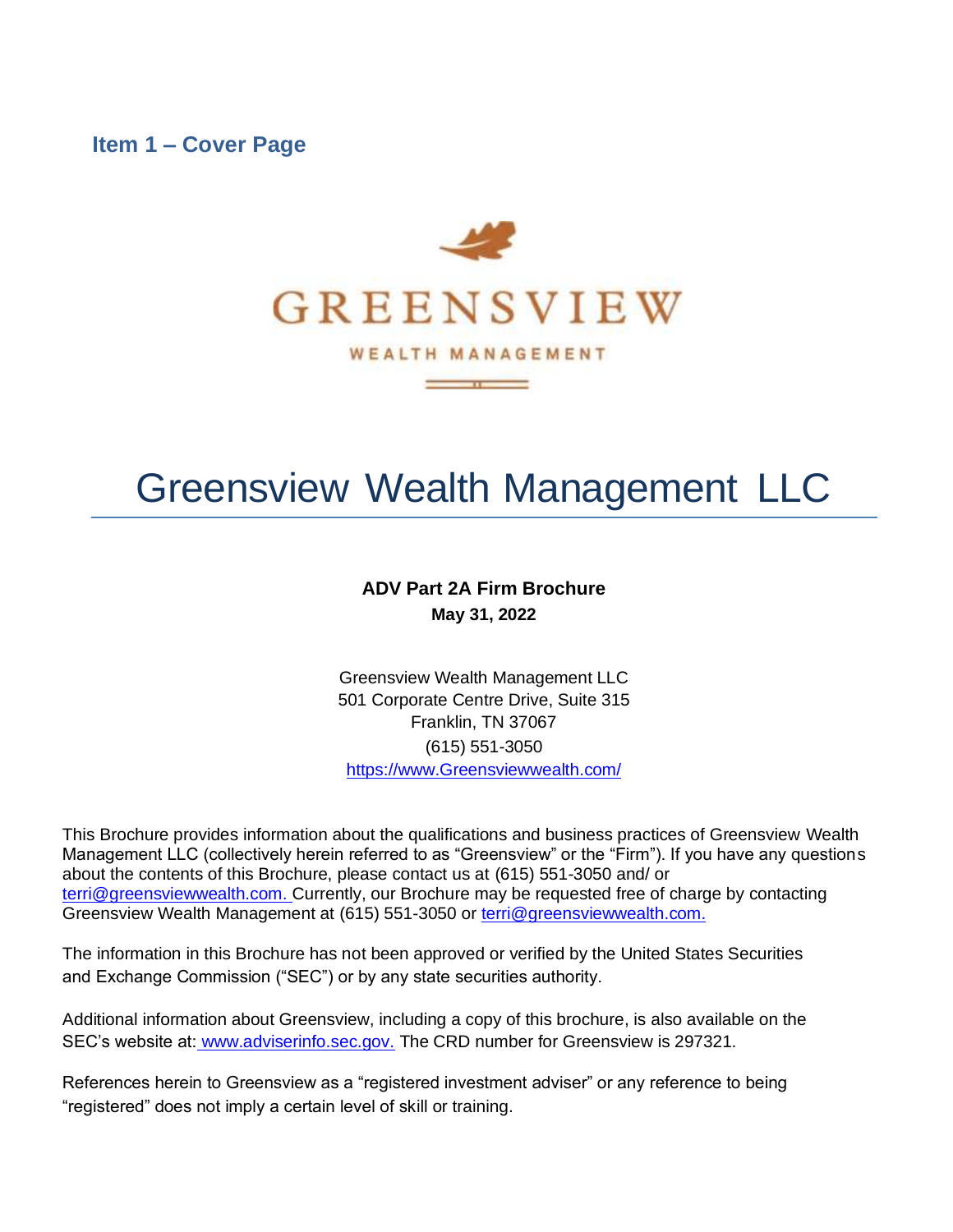## Item 1 – Cover Page

GREENSVIEW

WEALTH MANAGEMENT

# Greensview Wealth Management LLC

**ADV Part 2A Firm Brochure**

**May 31, 2022**

Greensview Wealth Management LLC
501 Corporate Centre Drive, Suite 315
Franklin, TN 37067
(615) 551-3050
https://www.Greensviewwealth.com/

This Brochure provides information about the qualifications and business practices of Greensview Wealth Management LLC (collectively herein referred to as "Greensview" or the "Firm"). If you have any questions about the contents of this Brochure, please contact us at (615) 551-3050 and/ or terri@greensviewwealth.com. Currently, our Brochure may be requested free of charge by contacting Greensview Wealth Management at (615) 551-3050 or terri@greensviewwealth.com.

The information in this Brochure has not been approved or verified by the United States Securities and Exchange Commission ("SEC") or by any state securities authority.

Additional information about Greensview, including a copy of this brochure, is also available on the SEC's website at: www.adviserinfo.sec.gov. The CRD number for Greensview is 297321.

References herein to Greensview as a "registered investment adviser" or any reference to being "registered" does not imply a certain level of skill or training.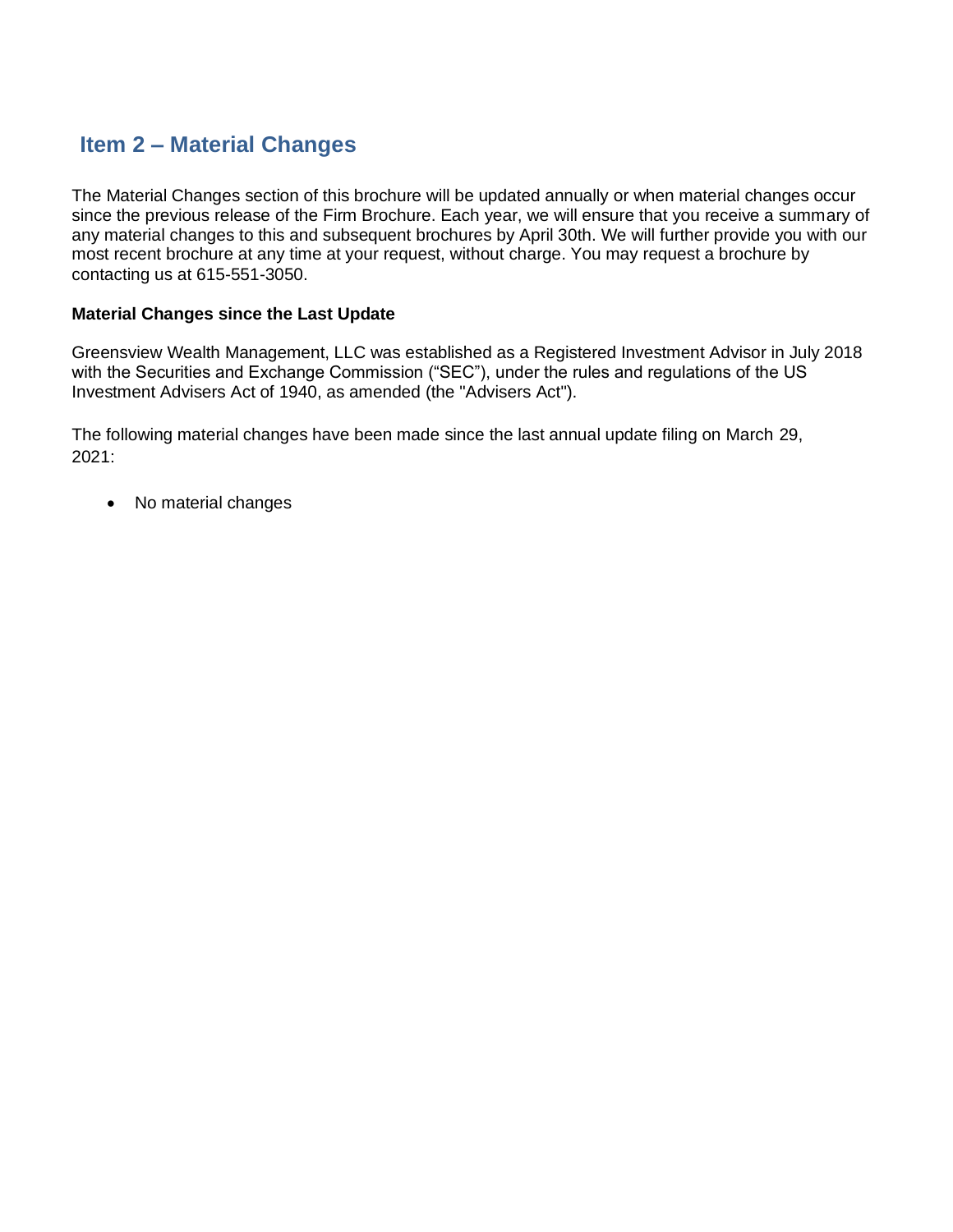## Item 2 – Material Changes

The Material Changes section of this brochure will be updated annually or when material changes occur since the previous release of the Firm Brochure. Each year, we will ensure that you receive a summary of any material changes to this and subsequent brochures by April 30th. We will further provide you with our most recent brochure at any time at your request, without charge. You may request a brochure by contacting us at 615-551-3050.

**Material Changes since the Last Update**

Greensview Wealth Management, LLC was established as a Registered Investment Advisor in July 2018 with the Securities and Exchange Commission ("SEC"), under the rules and regulations of the US Investment Advisers Act of 1940, as amended (the "Advisers Act").

The following material changes have been made since the last annual update filing on March 29, 2021:

- No material changes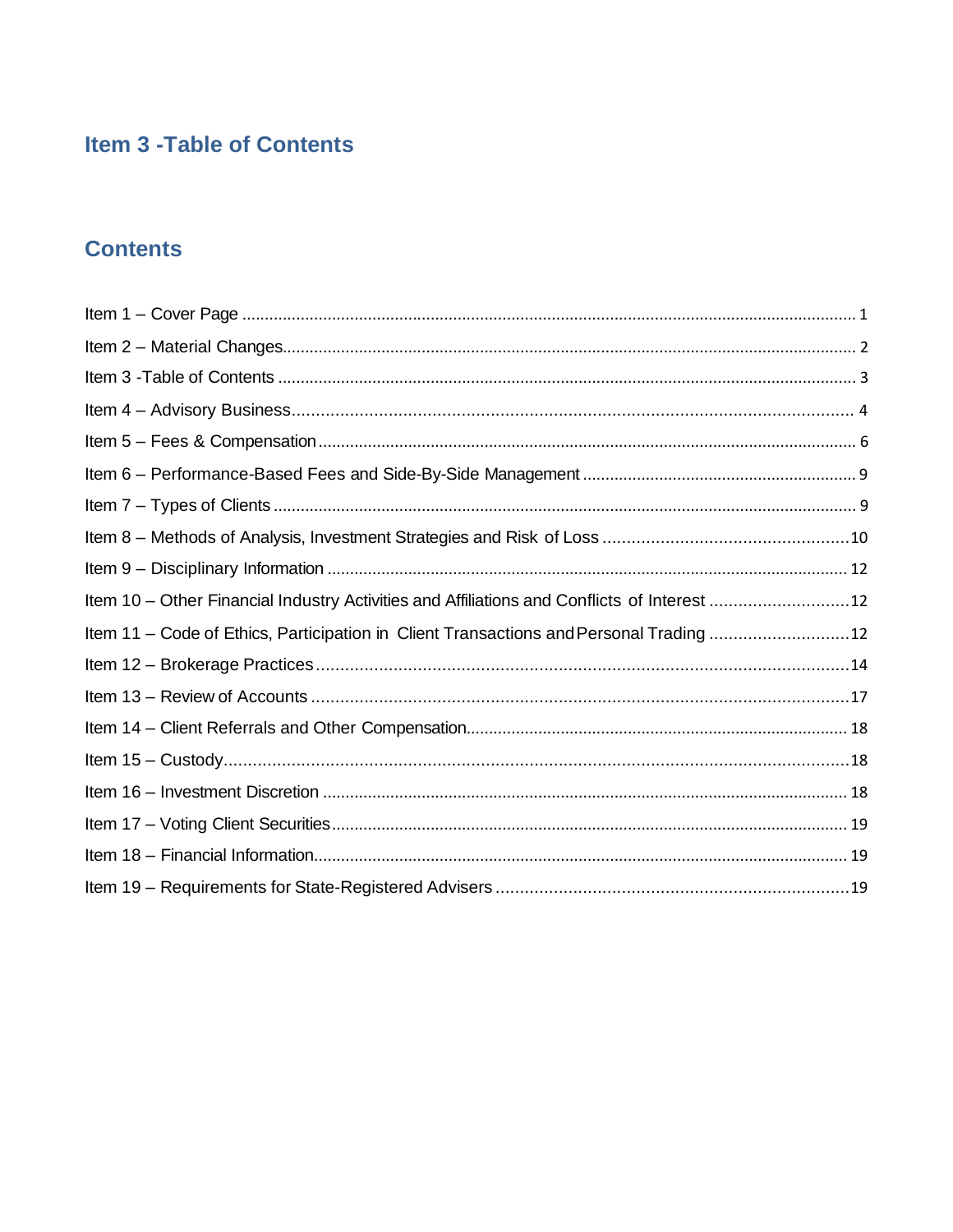## Item 3 -Table of Contents

## Contents

Item 1 – Cover Page ........................................................................................................................................ 1

Item 2 – Material Changes.............................................................................................................................. 2

Item 3 -Table of Contents ............................................................................................................................... 3

Item 4 – Advisory Business.............................................................................................................................. 4

Item 5 – Fees & Compensation ....................................................................................................................... 6

Item 6 – Performance-Based Fees and Side-By-Side Management ............................................................ 9

Item 7 – Types of Clients ................................................................................................................................. 9

Item 8 – Methods of Analysis, Investment Strategies and Risk of Loss ...................................................10

Item 9 – Disciplinary Information .................................................................................................................. 12

Item 10 – Other Financial Industry Activities and Affiliations and Conflicts of Interest .............................12

Item 11 – Code of Ethics, Participation in Client Transactions and Personal Trading .............................12

Item 12 – Brokerage Practices ..............................................................................................................14

Item 13 – Review of Accounts ................................................................................................................17

Item 14 – Client Referrals and Other Compensation.................................................................................. 18

Item 15 – Custody..................................................................................................................................18

Item 16 – Investment Discretion .................................................................................................................. 18

Item 17 – Voting Client Securities................................................................................................................. 19

Item 18 – Financial Information..................................................................................................................... 19

Item 19 – Requirements for State-Registered Advisers .........................................................................19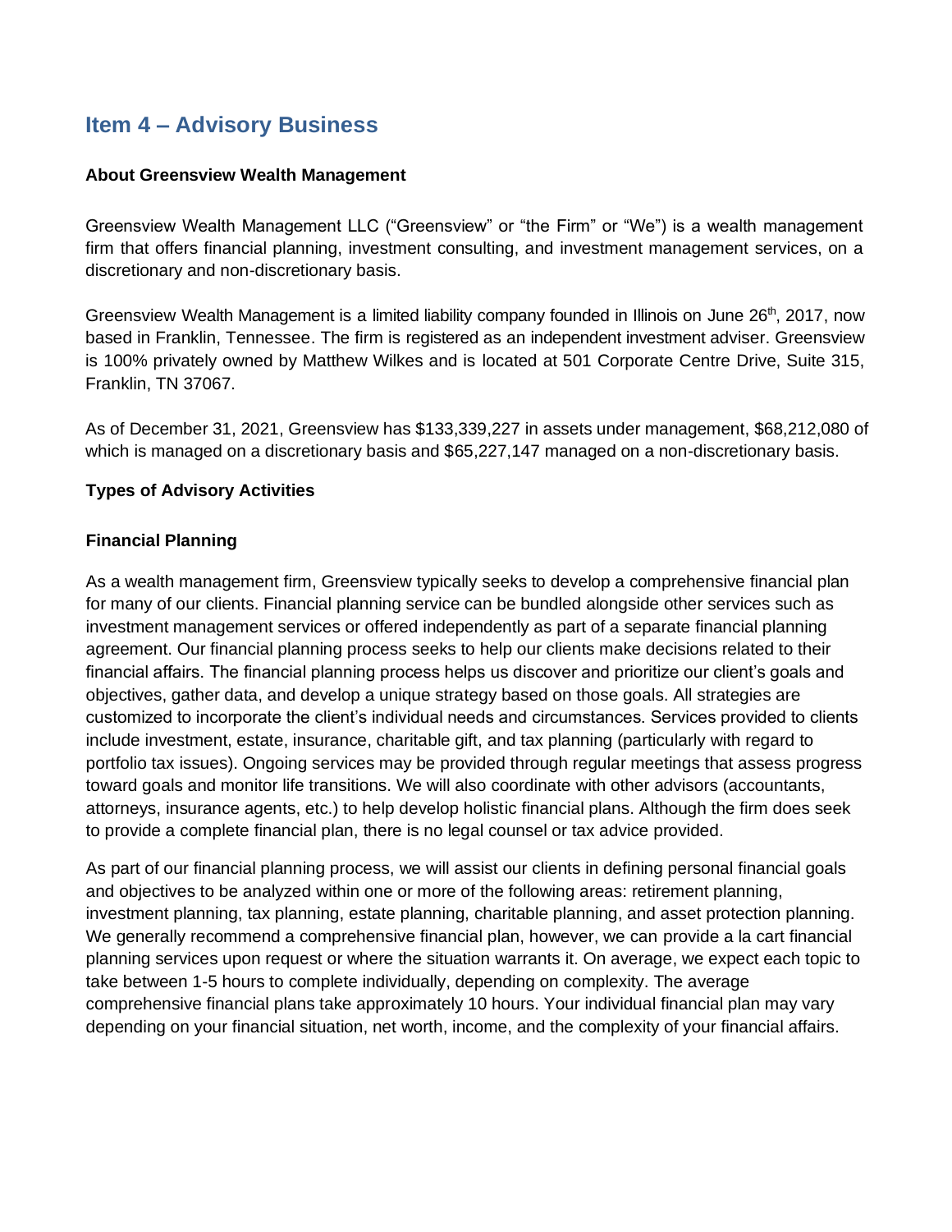## Item 4 – Advisory Business

**About Greensview Wealth Management**

Greensview Wealth Management LLC ("Greensview" or "the Firm" or "We") is a wealth management firm that offers financial planning, investment consulting, and investment management services, on a discretionary and non-discretionary basis.

Greensview Wealth Management is a limited liability company founded in Illinois on June 26th, 2017, now based in Franklin, Tennessee. The firm is registered as an independent investment adviser. Greensview is 100% privately owned by Matthew Wilkes and is located at 501 Corporate Centre Drive, Suite 315, Franklin, TN 37067.

As of December 31, 2021, Greensview has $133,339,227 in assets under management, $68,212,080 of which is managed on a discretionary basis and $65,227,147 managed on a non-discretionary basis.

**Types of Advisory Activities**

**Financial Planning**

As a wealth management firm, Greensview typically seeks to develop a comprehensive financial plan for many of our clients. Financial planning service can be bundled alongside other services such as investment management services or offered independently as part of a separate financial planning agreement. Our financial planning process seeks to help our clients make decisions related to their financial affairs. The financial planning process helps us discover and prioritize our client's goals and objectives, gather data, and develop a unique strategy based on those goals. All strategies are customized to incorporate the client's individual needs and circumstances. Services provided to clients include investment, estate, insurance, charitable gift, and tax planning (particularly with regard to portfolio tax issues). Ongoing services may be provided through regular meetings that assess progress toward goals and monitor life transitions. We will also coordinate with other advisors (accountants, attorneys, insurance agents, etc.) to help develop holistic financial plans. Although the firm does seek to provide a complete financial plan, there is no legal counsel or tax advice provided.

As part of our financial planning process, we will assist our clients in defining personal financial goals and objectives to be analyzed within one or more of the following areas: retirement planning, investment planning, tax planning, estate planning, charitable planning, and asset protection planning. We generally recommend a comprehensive financial plan, however, we can provide a la cart financial planning services upon request or where the situation warrants it. On average, we expect each topic to take between 1-5 hours to complete individually, depending on complexity. The average comprehensive financial plans take approximately 10 hours. Your individual financial plan may vary depending on your financial situation, net worth, income, and the complexity of your financial affairs.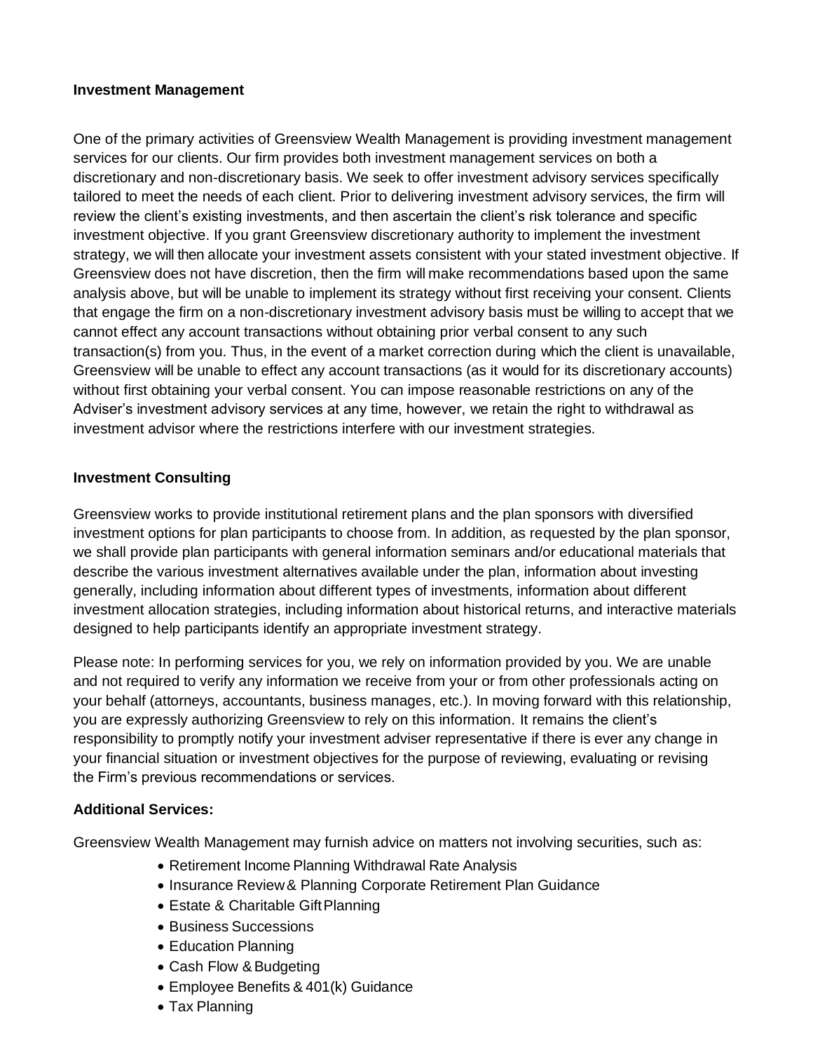**Investment Management**

One of the primary activities of Greensview Wealth Management is providing investment management services for our clients. Our firm provides both investment management services on both a discretionary and non-discretionary basis. We seek to offer investment advisory services specifically tailored to meet the needs of each client. Prior to delivering investment advisory services, the firm will review the client's existing investments, and then ascertain the client's risk tolerance and specific investment objective. If you grant Greensview discretionary authority to implement the investment strategy, we will then allocate your investment assets consistent with your stated investment objective. If Greensview does not have discretion, then the firm will make recommendations based upon the same analysis above, but will be unable to implement its strategy without first receiving your consent. Clients that engage the firm on a non-discretionary investment advisory basis must be willing to accept that we cannot effect any account transactions without obtaining prior verbal consent to any such transaction(s) from you. Thus, in the event of a market correction during which the client is unavailable, Greensview will be unable to effect any account transactions (as it would for its discretionary accounts) without first obtaining your verbal consent. You can impose reasonable restrictions on any of the Adviser's investment advisory services at any time, however, we retain the right to withdrawal as investment advisor where the restrictions interfere with our investment strategies.

**Investment Consulting**

Greensview works to provide institutional retirement plans and the plan sponsors with diversified investment options for plan participants to choose from. In addition, as requested by the plan sponsor, we shall provide plan participants with general information seminars and/or educational materials that describe the various investment alternatives available under the plan, information about investing generally, including information about different types of investments, information about different investment allocation strategies, including information about historical returns, and interactive materials designed to help participants identify an appropriate investment strategy.

Please note: In performing services for you, we rely on information provided by you. We are unable and not required to verify any information we receive from your or from other professionals acting on your behalf (attorneys, accountants, business manages, etc.). In moving forward with this relationship, you are expressly authorizing Greensview to rely on this information. It remains the client's responsibility to promptly notify your investment adviser representative if there is ever any change in your financial situation or investment objectives for the purpose of reviewing, evaluating or revising the Firm's previous recommendations or services.

**Additional Services:**

Greensview Wealth Management may furnish advice on matters not involving securities, such as:

- Retirement Income Planning Withdrawal Rate Analysis
- Insurance Review & Planning Corporate Retirement Plan Guidance
- Estate & Charitable Gift Planning
- Business Successions
- Education Planning
- Cash Flow & Budgeting
- Employee Benefits & 401(k) Guidance
- Tax Planning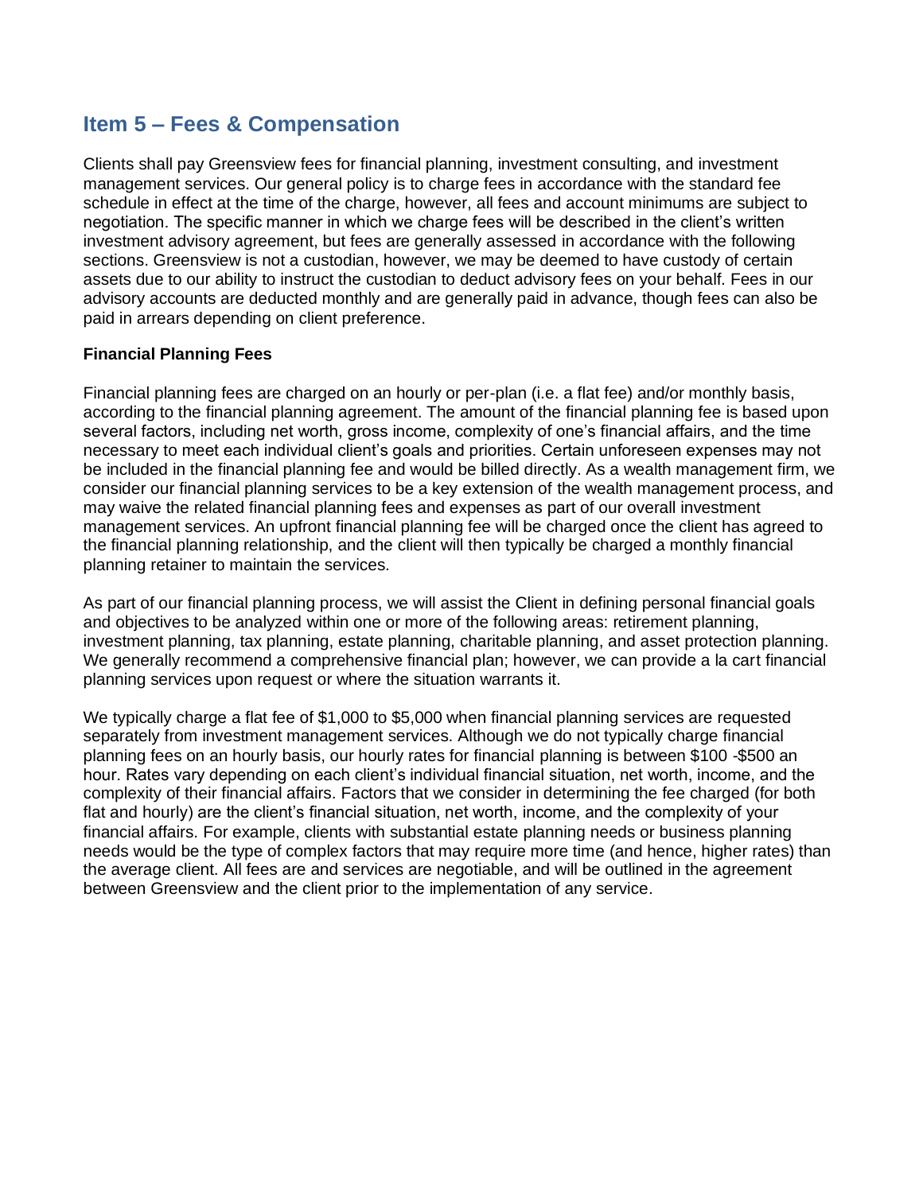## Item 5 – Fees & Compensation

Clients shall pay Greensview fees for financial planning, investment consulting, and investment management services. Our general policy is to charge fees in accordance with the standard fee schedule in effect at the time of the charge, however, all fees and account minimums are subject to negotiation. The specific manner in which we charge fees will be described in the client's written investment advisory agreement, but fees are generally assessed in accordance with the following sections. Greensview is not a custodian, however, we may be deemed to have custody of certain assets due to our ability to instruct the custodian to deduct advisory fees on your behalf. Fees in our advisory accounts are deducted monthly and are generally paid in advance, though fees can also be paid in arrears depending on client preference.

**Financial Planning Fees**

Financial planning fees are charged on an hourly or per-plan (i.e. a flat fee) and/or monthly basis, according to the financial planning agreement. The amount of the financial planning fee is based upon several factors, including net worth, gross income, complexity of one's financial affairs, and the time necessary to meet each individual client's goals and priorities. Certain unforeseen expenses may not be included in the financial planning fee and would be billed directly. As a wealth management firm, we consider our financial planning services to be a key extension of the wealth management process, and may waive the related financial planning fees and expenses as part of our overall investment management services. An upfront financial planning fee will be charged once the client has agreed to the financial planning relationship, and the client will then typically be charged a monthly financial planning retainer to maintain the services.

As part of our financial planning process, we will assist the Client in defining personal financial goals and objectives to be analyzed within one or more of the following areas: retirement planning, investment planning, tax planning, estate planning, charitable planning, and asset protection planning. We generally recommend a comprehensive financial plan; however, we can provide a la cart financial planning services upon request or where the situation warrants it.

We typically charge a flat fee of $1,000 to $5,000 when financial planning services are requested separately from investment management services. Although we do not typically charge financial planning fees on an hourly basis, our hourly rates for financial planning is between $100 -$500 an hour. Rates vary depending on each client's individual financial situation, net worth, income, and the complexity of their financial affairs. Factors that we consider in determining the fee charged (for both flat and hourly) are the client's financial situation, net worth, income, and the complexity of your financial affairs. For example, clients with substantial estate planning needs or business planning needs would be the type of complex factors that may require more time (and hence, higher rates) than the average client. All fees are and services are negotiable, and will be outlined in the agreement between Greensview and the client prior to the implementation of any service.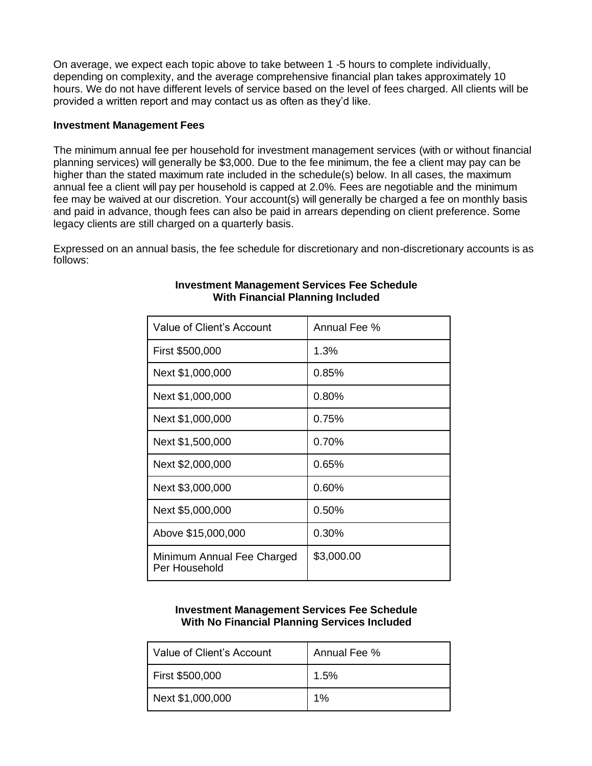On average, we expect each topic above to take between 1 -5 hours to complete individually, depending on complexity, and the average comprehensive financial plan takes approximately 10 hours. We do not have different levels of service based on the level of fees charged. All clients will be provided a written report and may contact us as often as they'd like.

**Investment Management Fees**

The minimum annual fee per household for investment management services (with or without financial planning services) will generally be $3,000. Due to the fee minimum, the fee a client may pay can be higher than the stated maximum rate included in the schedule(s) below. In all cases, the maximum annual fee a client will pay per household is capped at 2.0%. Fees are negotiable and the minimum fee may be waived at our discretion. Your account(s) will generally be charged a fee on monthly basis and paid in advance, though fees can also be paid in arrears depending on client preference. Some legacy clients are still charged on a quarterly basis.

Expressed on an annual basis, the fee schedule for discretionary and non-discretionary accounts is as follows:

**Investment Management Services Fee Schedule With Financial Planning Included**

| Value of Client's Account | Annual Fee % |
|---|---|
| First $500,000 | 1.3% |
| Next $1,000,000 | 0.85% |
| Next $1,000,000 | 0.80% |
| Next $1,000,000 | 0.75% |
| Next $1,500,000 | 0.70% |
| Next $2,000,000 | 0.65% |
| Next $3,000,000 | 0.60% |
| Next $5,000,000 | 0.50% |
| Above $15,000,000 | 0.30% |
| Minimum Annual Fee Charged Per Household | $3,000.00 |

**Investment Management Services Fee Schedule With No Financial Planning Services Included**

| Value of Client's Account | Annual Fee % |
|---|---|
| First $500,000 | 1.5% |
| Next $1,000,000 | 1% |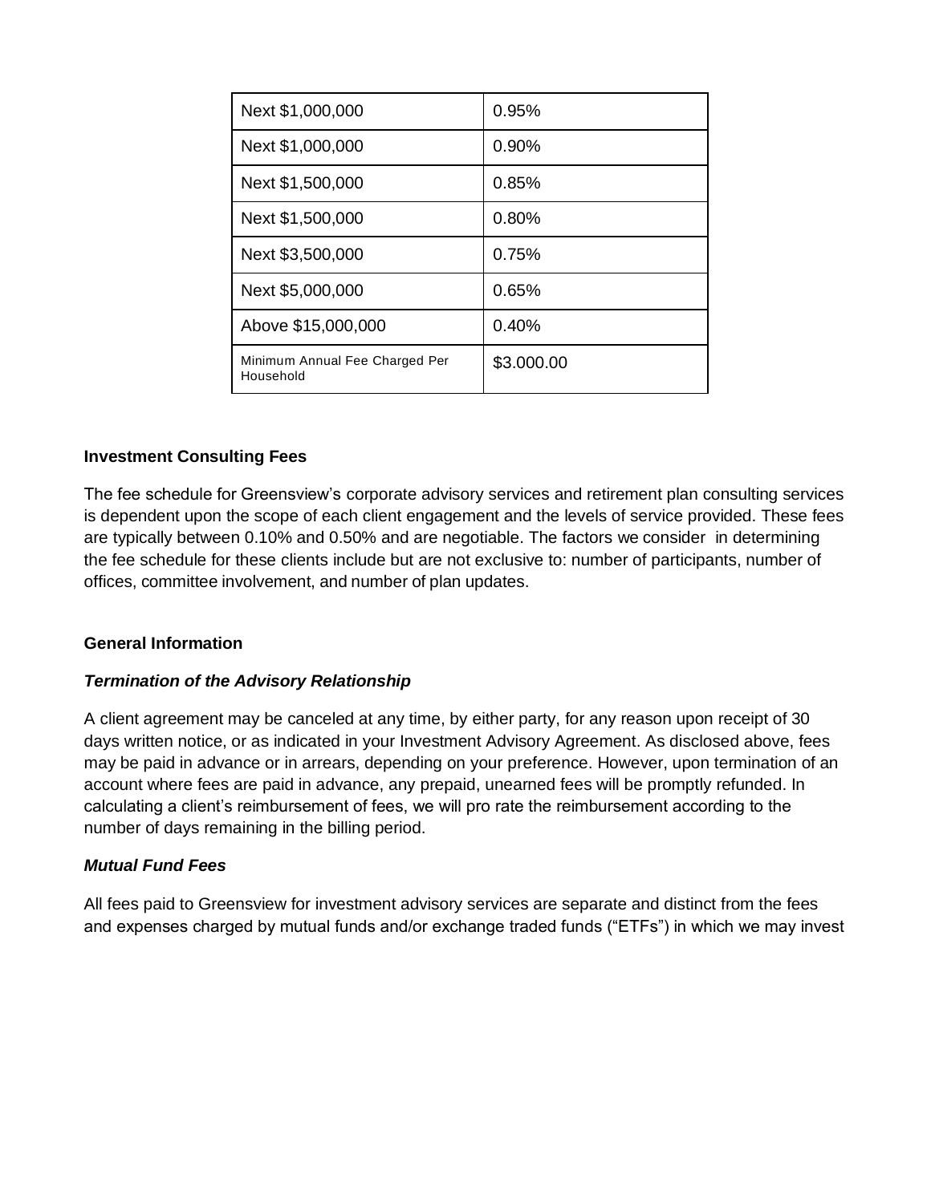| Next $1,000,000 | 0.95% |
| --- | --- |
| Next $1,000,000 | 0.90% |
| Next $1,500,000 | 0.85% |
| Next $1,500,000 | 0.80% |
| Next $3,500,000 | 0.75% |
| Next $5,000,000 | 0.65% |
| Above $15,000,000 | 0.40% |
| Minimum Annual Fee Charged Per Household | $3.000.00 |

**Investment Consulting Fees**

The fee schedule for Greensview's corporate advisory services and retirement plan consulting services is dependent upon the scope of each client engagement and the levels of service provided. These fees are typically between 0.10% and 0.50% and are negotiable. The factors we consider in determining the fee schedule for these clients include but are not exclusive to: number of participants, number of offices, committee involvement, and number of plan updates.

**General Information**

***Termination of the Advisory Relationship***

A client agreement may be canceled at any time, by either party, for any reason upon receipt of 30 days written notice, or as indicated in your Investment Advisory Agreement. As disclosed above, fees may be paid in advance or in arrears, depending on your preference. However, upon termination of an account where fees are paid in advance, any prepaid, unearned fees will be promptly refunded. In calculating a client's reimbursement of fees, we will pro rate the reimbursement according to the number of days remaining in the billing period.

***Mutual Fund Fees***

All fees paid to Greensview for investment advisory services are separate and distinct from the fees and expenses charged by mutual funds and/or exchange traded funds ("ETFs") in which we may invest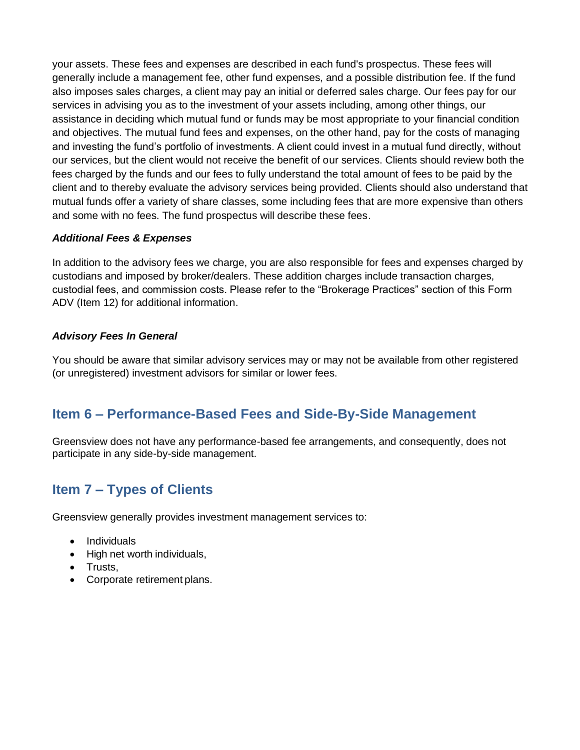your assets. These fees and expenses are described in each fund's prospectus. These fees will generally include a management fee, other fund expenses, and a possible distribution fee. If the fund also imposes sales charges, a client may pay an initial or deferred sales charge. Our fees pay for our services in advising you as to the investment of your assets including, among other things, our assistance in deciding which mutual fund or funds may be most appropriate to your financial condition and objectives. The mutual fund fees and expenses, on the other hand, pay for the costs of managing and investing the fund's portfolio of investments. A client could invest in a mutual fund directly, without our services, but the client would not receive the benefit of our services. Clients should review both the fees charged by the funds and our fees to fully understand the total amount of fees to be paid by the client and to thereby evaluate the advisory services being provided. Clients should also understand that mutual funds offer a variety of share classes, some including fees that are more expensive than others and some with no fees. The fund prospectus will describe these fees.

***Additional Fees & Expenses***

In addition to the advisory fees we charge, you are also responsible for fees and expenses charged by custodians and imposed by broker/dealers. These addition charges include transaction charges, custodial fees, and commission costs. Please refer to the "Brokerage Practices" section of this Form ADV (Item 12) for additional information.

***Advisory Fees In General***

You should be aware that similar advisory services may or may not be available from other registered (or unregistered) investment advisors for similar or lower fees.

## Item 6 – Performance-Based Fees and Side-By-Side Management

Greensview does not have any performance-based fee arrangements, and consequently, does not participate in any side-by-side management.

## Item 7 – Types of Clients

Greensview generally provides investment management services to:

- Individuals
- High net worth individuals,
- Trusts,
- Corporate retirement plans.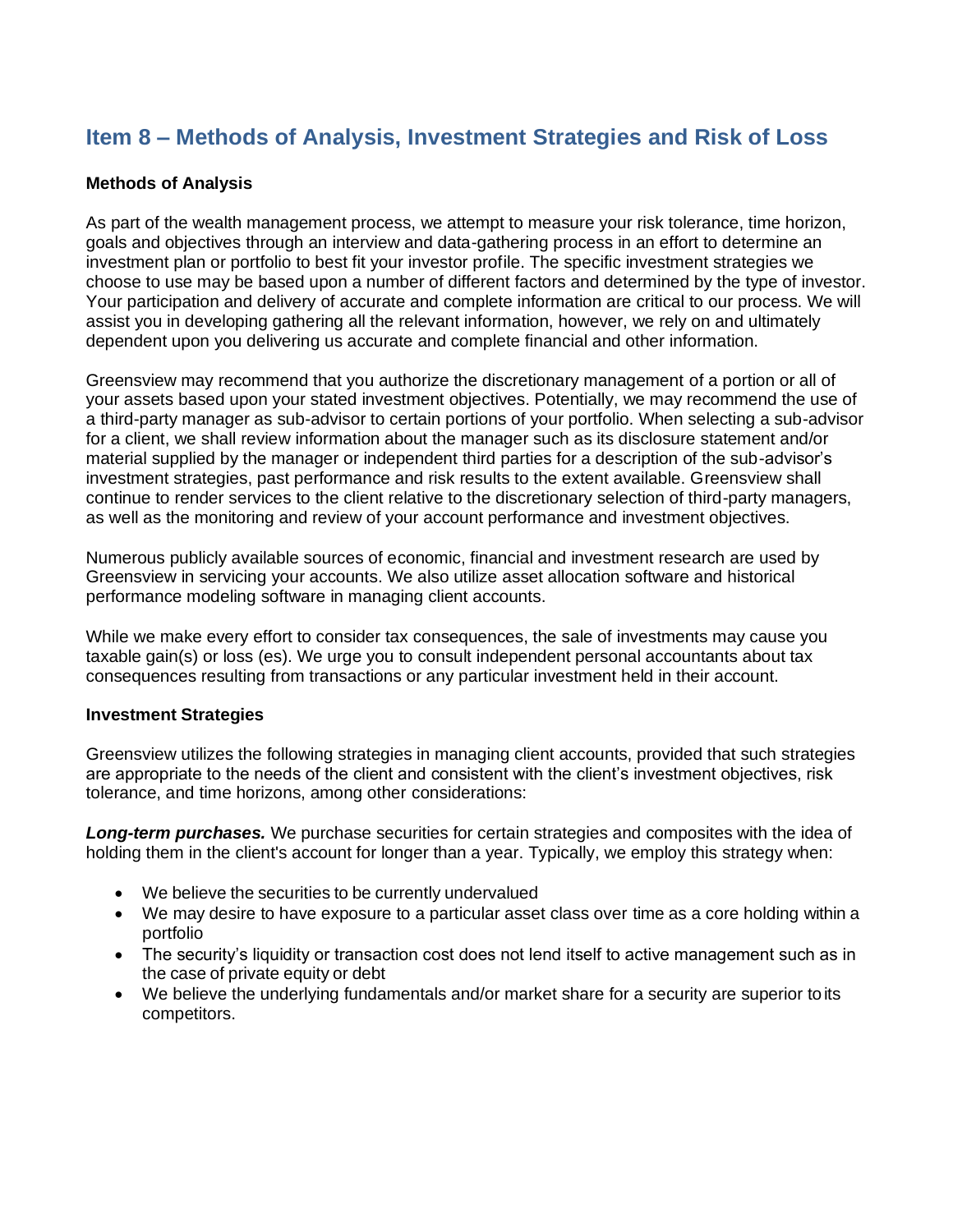## Item 8 – Methods of Analysis, Investment Strategies and Risk of Loss

### Methods of Analysis

As part of the wealth management process, we attempt to measure your risk tolerance, time horizon, goals and objectives through an interview and data-gathering process in an effort to determine an investment plan or portfolio to best fit your investor profile. The specific investment strategies we choose to use may be based upon a number of different factors and determined by the type of investor. Your participation and delivery of accurate and complete information are critical to our process. We will assist you in developing gathering all the relevant information, however, we rely on and ultimately dependent upon you delivering us accurate and complete financial and other information.

Greensview may recommend that you authorize the discretionary management of a portion or all of your assets based upon your stated investment objectives. Potentially, we may recommend the use of a third-party manager as sub-advisor to certain portions of your portfolio. When selecting a sub-advisor for a client, we shall review information about the manager such as its disclosure statement and/or material supplied by the manager or independent third parties for a description of the sub-advisor's investment strategies, past performance and risk results to the extent available. Greensview shall continue to render services to the client relative to the discretionary selection of third-party managers, as well as the monitoring and review of your account performance and investment objectives.

Numerous publicly available sources of economic, financial and investment research are used by Greensview in servicing your accounts. We also utilize asset allocation software and historical performance modeling software in managing client accounts.

While we make every effort to consider tax consequences, the sale of investments may cause you taxable gain(s) or loss (es). We urge you to consult independent personal accountants about tax consequences resulting from transactions or any particular investment held in their account.

### Investment Strategies

Greensview utilizes the following strategies in managing client accounts, provided that such strategies are appropriate to the needs of the client and consistent with the client's investment objectives, risk tolerance, and time horizons, among other considerations:

***Long-term purchases.*** We purchase securities for certain strategies and composites with the idea of holding them in the client's account for longer than a year. Typically, we employ this strategy when:

- We believe the securities to be currently undervalued
- We may desire to have exposure to a particular asset class over time as a core holding within a portfolio
- The security's liquidity or transaction cost does not lend itself to active management such as in the case of private equity or debt
- We believe the underlying fundamentals and/or market share for a security are superior to its competitors.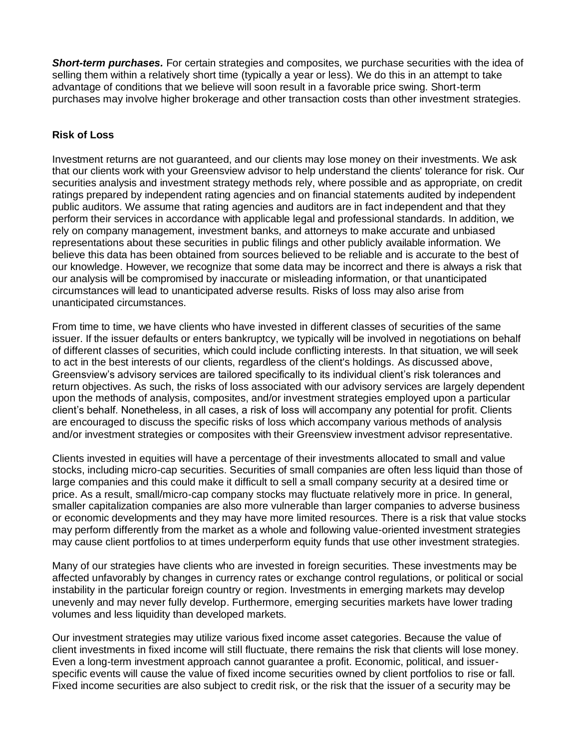***Short-term purchases.*** For certain strategies and composites, we purchase securities with the idea of selling them within a relatively short time (typically a year or less). We do this in an attempt to take advantage of conditions that we believe will soon result in a favorable price swing. Short-term purchases may involve higher brokerage and other transaction costs than other investment strategies.

**Risk of Loss**

Investment returns are not guaranteed, and our clients may lose money on their investments. We ask that our clients work with your Greensview advisor to help understand the clients' tolerance for risk. Our securities analysis and investment strategy methods rely, where possible and as appropriate, on credit ratings prepared by independent rating agencies and on financial statements audited by independent public auditors. We assume that rating agencies and auditors are in fact independent and that they perform their services in accordance with applicable legal and professional standards. In addition, we rely on company management, investment banks, and attorneys to make accurate and unbiased representations about these securities in public filings and other publicly available information. We believe this data has been obtained from sources believed to be reliable and is accurate to the best of our knowledge. However, we recognize that some data may be incorrect and there is always a risk that our analysis will be compromised by inaccurate or misleading information, or that unanticipated circumstances will lead to unanticipated adverse results. Risks of loss may also arise from unanticipated circumstances.

From time to time, we have clients who have invested in different classes of securities of the same issuer. If the issuer defaults or enters bankruptcy, we typically will be involved in negotiations on behalf of different classes of securities, which could include conflicting interests. In that situation, we will seek to act in the best interests of our clients, regardless of the client's holdings. As discussed above, Greensview's advisory services are tailored specifically to its individual client's risk tolerances and return objectives. As such, the risks of loss associated with our advisory services are largely dependent upon the methods of analysis, composites, and/or investment strategies employed upon a particular client's behalf. Nonetheless, in all cases, a risk of loss will accompany any potential for profit. Clients are encouraged to discuss the specific risks of loss which accompany various methods of analysis and/or investment strategies or composites with their Greensview investment advisor representative.

Clients invested in equities will have a percentage of their investments allocated to small and value stocks, including micro-cap securities. Securities of small companies are often less liquid than those of large companies and this could make it difficult to sell a small company security at a desired time or price. As a result, small/micro-cap company stocks may fluctuate relatively more in price. In general, smaller capitalization companies are also more vulnerable than larger companies to adverse business or economic developments and they may have more limited resources. There is a risk that value stocks may perform differently from the market as a whole and following value-oriented investment strategies may cause client portfolios to at times underperform equity funds that use other investment strategies.

Many of our strategies have clients who are invested in foreign securities. These investments may be affected unfavorably by changes in currency rates or exchange control regulations, or political or social instability in the particular foreign country or region. Investments in emerging markets may develop unevenly and may never fully develop. Furthermore, emerging securities markets have lower trading volumes and less liquidity than developed markets.

Our investment strategies may utilize various fixed income asset categories. Because the value of client investments in fixed income will still fluctuate, there remains the risk that clients will lose money. Even a long-term investment approach cannot guarantee a profit. Economic, political, and issuer-specific events will cause the value of fixed income securities owned by client portfolios to rise or fall. Fixed income securities are also subject to credit risk, or the risk that the issuer of a security may be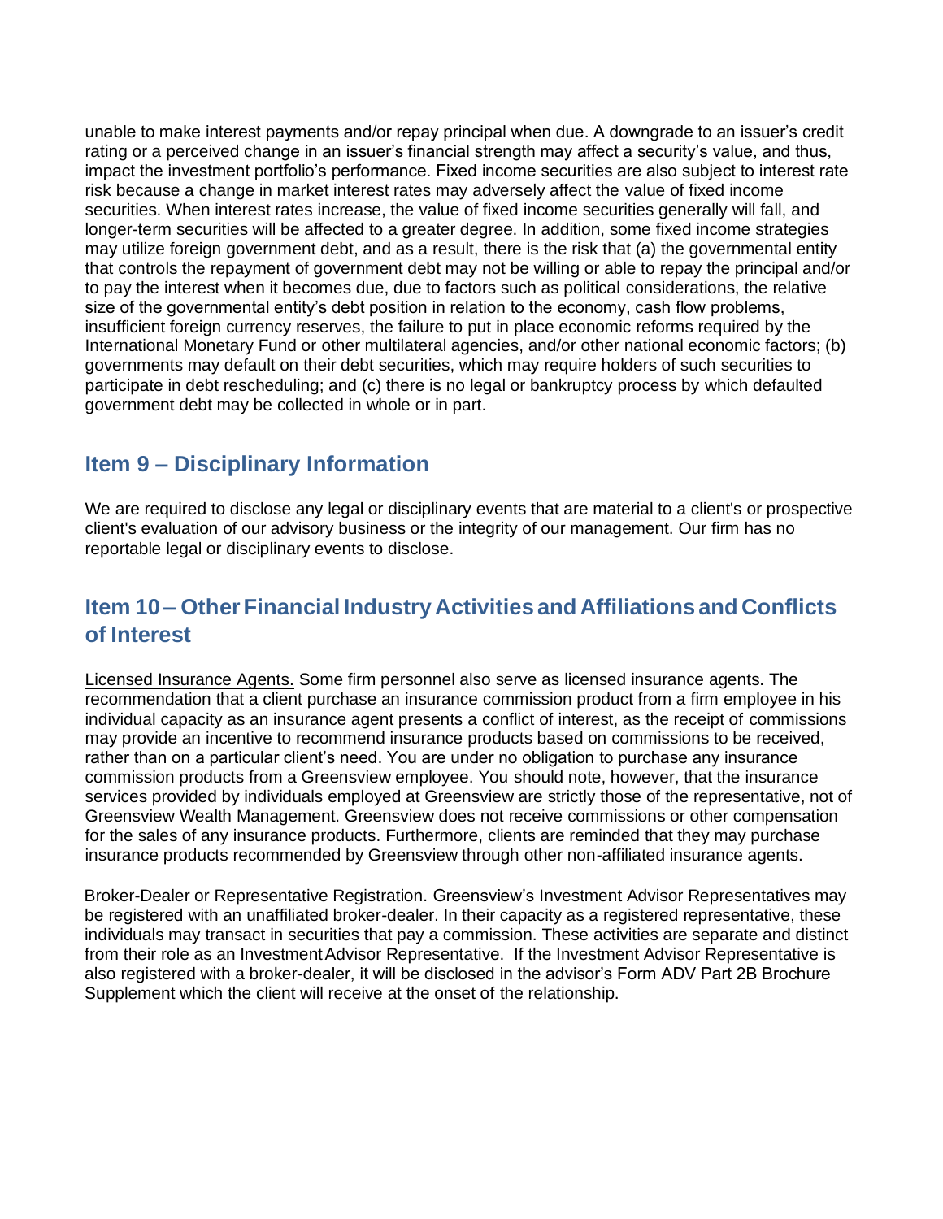unable to make interest payments and/or repay principal when due. A downgrade to an issuer's credit rating or a perceived change in an issuer's financial strength may affect a security's value, and thus, impact the investment portfolio's performance. Fixed income securities are also subject to interest rate risk because a change in market interest rates may adversely affect the value of fixed income securities. When interest rates increase, the value of fixed income securities generally will fall, and longer-term securities will be affected to a greater degree. In addition, some fixed income strategies may utilize foreign government debt, and as a result, there is the risk that (a) the governmental entity that controls the repayment of government debt may not be willing or able to repay the principal and/or to pay the interest when it becomes due, due to factors such as political considerations, the relative size of the governmental entity's debt position in relation to the economy, cash flow problems, insufficient foreign currency reserves, the failure to put in place economic reforms required by the International Monetary Fund or other multilateral agencies, and/or other national economic factors; (b) governments may default on their debt securities, which may require holders of such securities to participate in debt rescheduling; and (c) there is no legal or bankruptcy process by which defaulted government debt may be collected in whole or in part.

## Item 9 – Disciplinary Information

We are required to disclose any legal or disciplinary events that are material to a client's or prospective client's evaluation of our advisory business or the integrity of our management. Our firm has no reportable legal or disciplinary events to disclose.

## Item 10 – Other Financial Industry Activities and Affiliations and Conflicts of Interest

Licensed Insurance Agents. Some firm personnel also serve as licensed insurance agents. The recommendation that a client purchase an insurance commission product from a firm employee in his individual capacity as an insurance agent presents a conflict of interest, as the receipt of commissions may provide an incentive to recommend insurance products based on commissions to be received, rather than on a particular client's need. You are under no obligation to purchase any insurance commission products from a Greensview employee. You should note, however, that the insurance services provided by individuals employed at Greensview are strictly those of the representative, not of Greensview Wealth Management. Greensview does not receive commissions or other compensation for the sales of any insurance products. Furthermore, clients are reminded that they may purchase insurance products recommended by Greensview through other non-affiliated insurance agents.

Broker-Dealer or Representative Registration. Greensview's Investment Advisor Representatives may be registered with an unaffiliated broker-dealer. In their capacity as a registered representative, these individuals may transact in securities that pay a commission. These activities are separate and distinct from their role as an Investment Advisor Representative. If the Investment Advisor Representative is also registered with a broker-dealer, it will be disclosed in the advisor's Form ADV Part 2B Brochure Supplement which the client will receive at the onset of the relationship.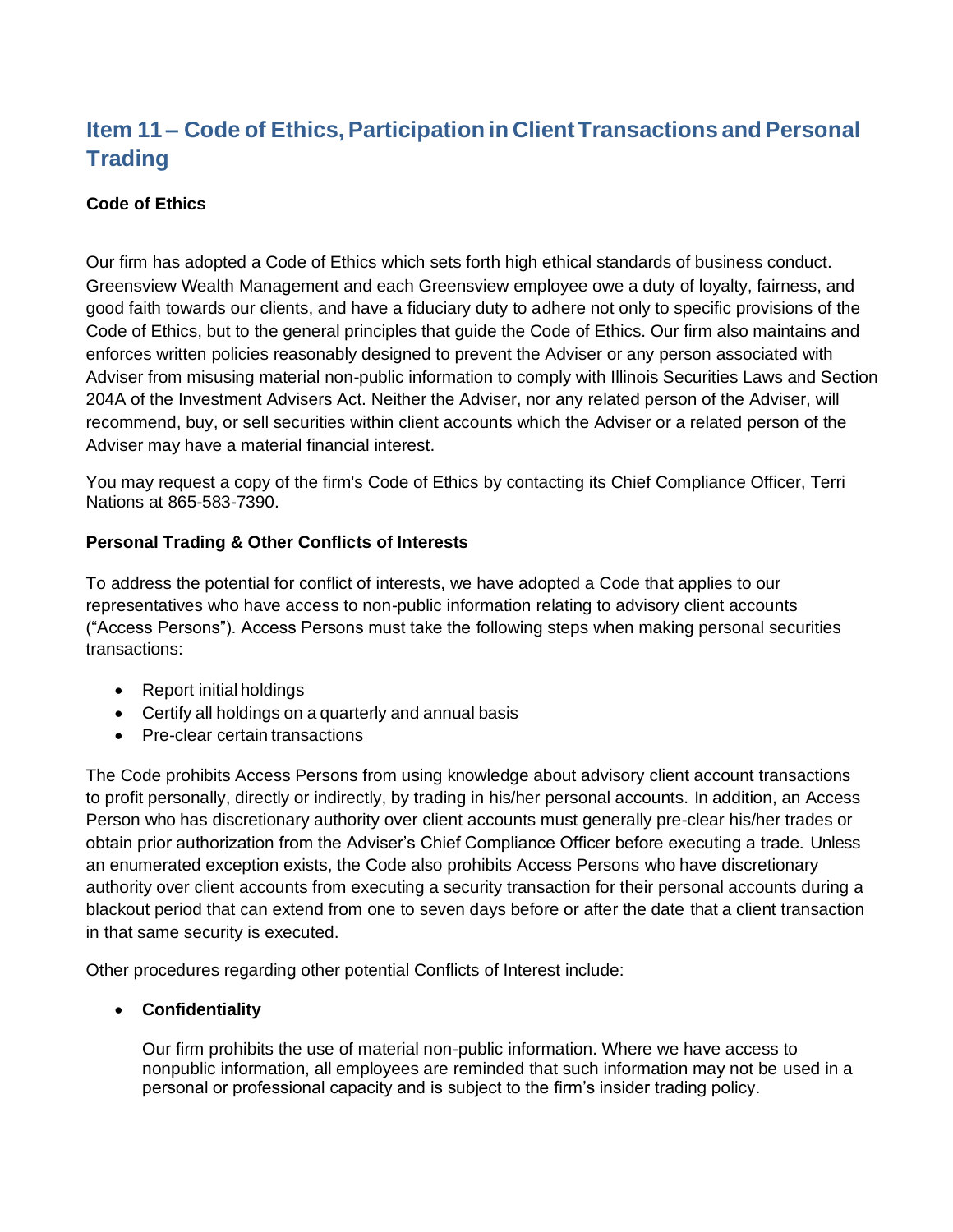## Item 11 – Code of Ethics, Participation in Client Transactions and Personal Trading

**Code of Ethics**

Our firm has adopted a Code of Ethics which sets forth high ethical standards of business conduct. Greensview Wealth Management and each Greensview employee owe a duty of loyalty, fairness, and good faith towards our clients, and have a fiduciary duty to adhere not only to specific provisions of the Code of Ethics, but to the general principles that guide the Code of Ethics. Our firm also maintains and enforces written policies reasonably designed to prevent the Adviser or any person associated with Adviser from misusing material non-public information to comply with Illinois Securities Laws and Section 204A of the Investment Advisers Act. Neither the Adviser, nor any related person of the Adviser, will recommend, buy, or sell securities within client accounts which the Adviser or a related person of the Adviser may have a material financial interest.

You may request a copy of the firm's Code of Ethics by contacting its Chief Compliance Officer, Terri Nations at 865-583-7390.

**Personal Trading & Other Conflicts of Interests**

To address the potential for conflict of interests, we have adopted a Code that applies to our representatives who have access to non-public information relating to advisory client accounts ("Access Persons"). Access Persons must take the following steps when making personal securities transactions:

- Report initial holdings
- Certify all holdings on a quarterly and annual basis
- Pre-clear certain transactions

The Code prohibits Access Persons from using knowledge about advisory client account transactions to profit personally, directly or indirectly, by trading in his/her personal accounts. In addition, an Access Person who has discretionary authority over client accounts must generally pre-clear his/her trades or obtain prior authorization from the Adviser's Chief Compliance Officer before executing a trade. Unless an enumerated exception exists, the Code also prohibits Access Persons who have discretionary authority over client accounts from executing a security transaction for their personal accounts during a blackout period that can extend from one to seven days before or after the date that a client transaction in that same security is executed.

Other procedures regarding other potential Conflicts of Interest include:

- **Confidentiality**

  Our firm prohibits the use of material non-public information. Where we have access to nonpublic information, all employees are reminded that such information may not be used in a personal or professional capacity and is subject to the firm's insider trading policy.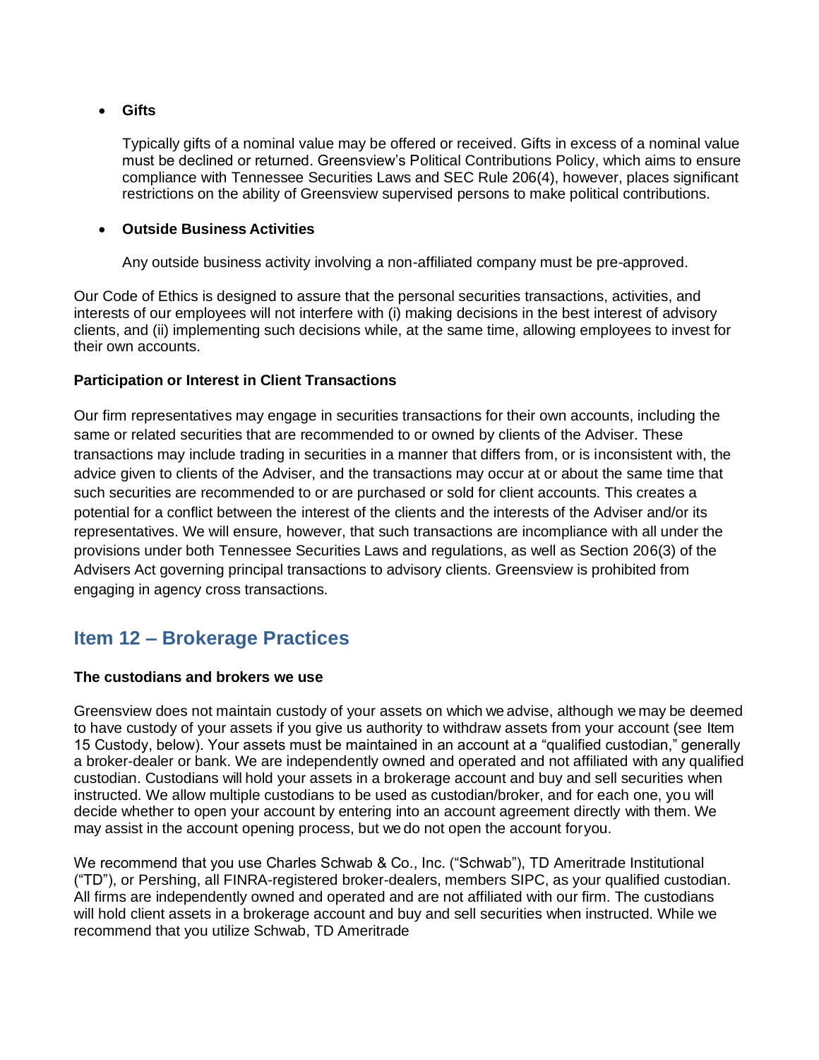- **Gifts**

  Typically gifts of a nominal value may be offered or received. Gifts in excess of a nominal value must be declined or returned. Greensview's Political Contributions Policy, which aims to ensure compliance with Tennessee Securities Laws and SEC Rule 206(4), however, places significant restrictions on the ability of Greensview supervised persons to make political contributions.

- **Outside Business Activities**

  Any outside business activity involving a non-affiliated company must be pre-approved.

Our Code of Ethics is designed to assure that the personal securities transactions, activities, and interests of our employees will not interfere with (i) making decisions in the best interest of advisory clients, and (ii) implementing such decisions while, at the same time, allowing employees to invest for their own accounts.

**Participation or Interest in Client Transactions**

Our firm representatives may engage in securities transactions for their own accounts, including the same or related securities that are recommended to or owned by clients of the Adviser. These transactions may include trading in securities in a manner that differs from, or is inconsistent with, the advice given to clients of the Adviser, and the transactions may occur at or about the same time that such securities are recommended to or are purchased or sold for client accounts. This creates a potential for a conflict between the interest of the clients and the interests of the Adviser and/or its representatives. We will ensure, however, that such transactions are incompliance with all under the provisions under both Tennessee Securities Laws and regulations, as well as Section 206(3) of the Advisers Act governing principal transactions to advisory clients. Greensview is prohibited from engaging in agency cross transactions.

## Item 12 – Brokerage Practices

**The custodians and brokers we use**

Greensview does not maintain custody of your assets on which we advise, although we may be deemed to have custody of your assets if you give us authority to withdraw assets from your account (see Item 15 Custody, below). Your assets must be maintained in an account at a "qualified custodian," generally a broker-dealer or bank. We are independently owned and operated and not affiliated with any qualified custodian. Custodians will hold your assets in a brokerage account and buy and sell securities when instructed. We allow multiple custodians to be used as custodian/broker, and for each one, you will decide whether to open your account by entering into an account agreement directly with them. We may assist in the account opening process, but we do not open the account foryou.

We recommend that you use Charles Schwab & Co., Inc. ("Schwab"), TD Ameritrade Institutional ("TD"), or Pershing, all FINRA-registered broker-dealers, members SIPC, as your qualified custodian. All firms are independently owned and operated and are not affiliated with our firm. The custodians will hold client assets in a brokerage account and buy and sell securities when instructed. While we recommend that you utilize Schwab, TD Ameritrade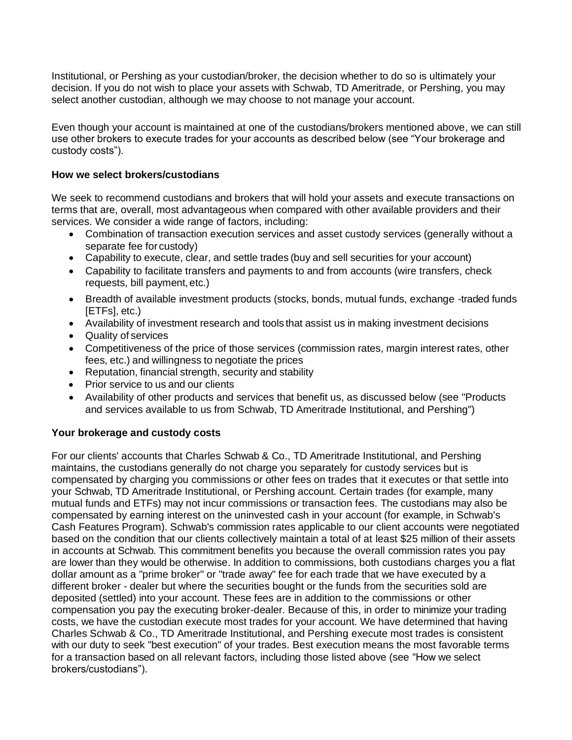Institutional, or Pershing as your custodian/broker, the decision whether to do so is ultimately your decision. If you do not wish to place your assets with Schwab, TD Ameritrade, or Pershing, you may select another custodian, although we may choose to not manage your account.

Even though your account is maintained at one of the custodians/brokers mentioned above, we can still use other brokers to execute trades for your accounts as described below (see "Your brokerage and custody costs").

**How we select brokers/custodians**

We seek to recommend custodians and brokers that will hold your assets and execute transactions on terms that are, overall, most advantageous when compared with other available providers and their services. We consider a wide range of factors, including:

- Combination of transaction execution services and asset custody services (generally without a separate fee for custody)
- Capability to execute, clear, and settle trades (buy and sell securities for your account)
- Capability to facilitate transfers and payments to and from accounts (wire transfers, check requests, bill payment, etc.)
- Breadth of available investment products (stocks, bonds, mutual funds, exchange -traded funds [ETFs], etc.)
- Availability of investment research and tools that assist us in making investment decisions
- Quality of services
- Competitiveness of the price of those services (commission rates, margin interest rates, other fees, etc.) and willingness to negotiate the prices
- Reputation, financial strength, security and stability
- Prior service to us and our clients
- Availability of other products and services that benefit us, as discussed below (see "Products and services available to us from Schwab, TD Ameritrade Institutional, and Pershing")

**Your brokerage and custody costs**

For our clients' accounts that Charles Schwab & Co., TD Ameritrade Institutional, and Pershing maintains, the custodians generally do not charge you separately for custody services but is compensated by charging you commissions or other fees on trades that it executes or that settle into your Schwab, TD Ameritrade Institutional, or Pershing account. Certain trades (for example, many mutual funds and ETFs) may not incur commissions or transaction fees. The custodians may also be compensated by earning interest on the uninvested cash in your account (for example, in Schwab's Cash Features Program). Schwab's commission rates applicable to our client accounts were negotiated based on the condition that our clients collectively maintain a total of at least $25 million of their assets in accounts at Schwab. This commitment benefits you because the overall commission rates you pay are lower than they would be otherwise. In addition to commissions, both custodians charges you a flat dollar amount as a "prime broker" or "trade away" fee for each trade that we have executed by a different broker - dealer but where the securities bought or the funds from the securities sold are deposited (settled) into your account. These fees are in addition to the commissions or other compensation you pay the executing broker-dealer. Because of this, in order to minimize your trading costs, we have the custodian execute most trades for your account. We have determined that having Charles Schwab & Co., TD Ameritrade Institutional, and Pershing execute most trades is consistent with our duty to seek "best execution" of your trades. Best execution means the most favorable terms for a transaction based on all relevant factors, including those listed above (see "How we select brokers/custodians").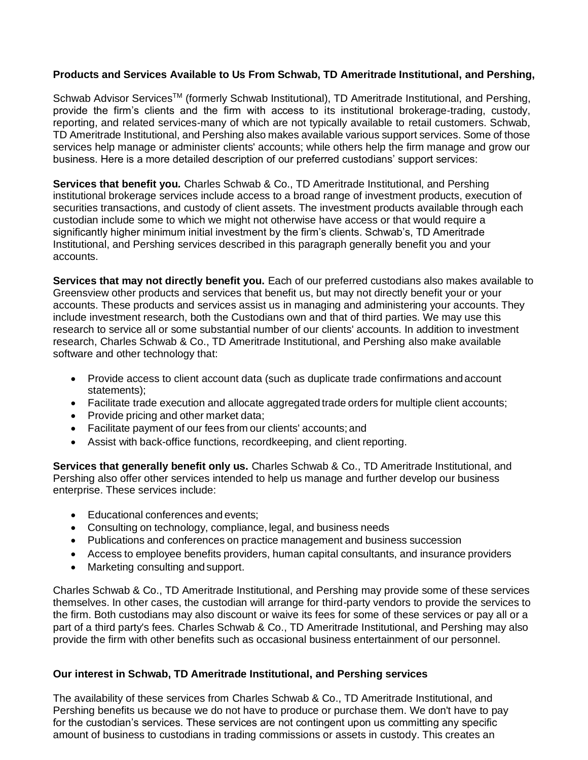**Products and Services Available to Us From Schwab, TD Ameritrade Institutional, and Pershing,**

Schwab Advisor Services™ (formerly Schwab Institutional), TD Ameritrade Institutional, and Pershing, provide the firm's clients and the firm with access to its institutional brokerage-trading, custody, reporting, and related services-many of which are not typically available to retail customers. Schwab, TD Ameritrade Institutional, and Pershing also makes available various support services. Some of those services help manage or administer clients' accounts; while others help the firm manage and grow our business. Here is a more detailed description of our preferred custodians' support services:

**Services that benefit you.** Charles Schwab & Co., TD Ameritrade Institutional, and Pershing institutional brokerage services include access to a broad range of investment products, execution of securities transactions, and custody of client assets. The investment products available through each custodian include some to which we might not otherwise have access or that would require a significantly higher minimum initial investment by the firm's clients. Schwab's, TD Ameritrade Institutional, and Pershing services described in this paragraph generally benefit you and your accounts.

**Services that may not directly benefit you.** Each of our preferred custodians also makes available to Greensview other products and services that benefit us, but may not directly benefit your or your accounts. These products and services assist us in managing and administering your accounts. They include investment research, both the Custodians own and that of third parties. We may use this research to service all or some substantial number of our clients' accounts. In addition to investment research, Charles Schwab & Co., TD Ameritrade Institutional, and Pershing also make available software and other technology that:

- Provide access to client account data (such as duplicate trade confirmations and account statements);
- Facilitate trade execution and allocate aggregated trade orders for multiple client accounts;
- Provide pricing and other market data;
- Facilitate payment of our fees from our clients' accounts; and
- Assist with back-office functions, recordkeeping, and client reporting.

**Services that generally benefit only us.** Charles Schwab & Co., TD Ameritrade Institutional, and Pershing also offer other services intended to help us manage and further develop our business enterprise. These services include:

- Educational conferences and events;
- Consulting on technology, compliance, legal, and business needs
- Publications and conferences on practice management and business succession
- Access to employee benefits providers, human capital consultants, and insurance providers
- Marketing consulting and support.

Charles Schwab & Co., TD Ameritrade Institutional, and Pershing may provide some of these services themselves. In other cases, the custodian will arrange for third-party vendors to provide the services to the firm. Both custodians may also discount or waive its fees for some of these services or pay all or a part of a third party's fees. Charles Schwab & Co., TD Ameritrade Institutional, and Pershing may also provide the firm with other benefits such as occasional business entertainment of our personnel.

**Our interest in Schwab, TD Ameritrade Institutional, and Pershing services**

The availability of these services from Charles Schwab & Co., TD Ameritrade Institutional, and Pershing benefits us because we do not have to produce or purchase them. We don't have to pay for the custodian's services. These services are not contingent upon us committing any specific amount of business to custodians in trading commissions or assets in custody. This creates an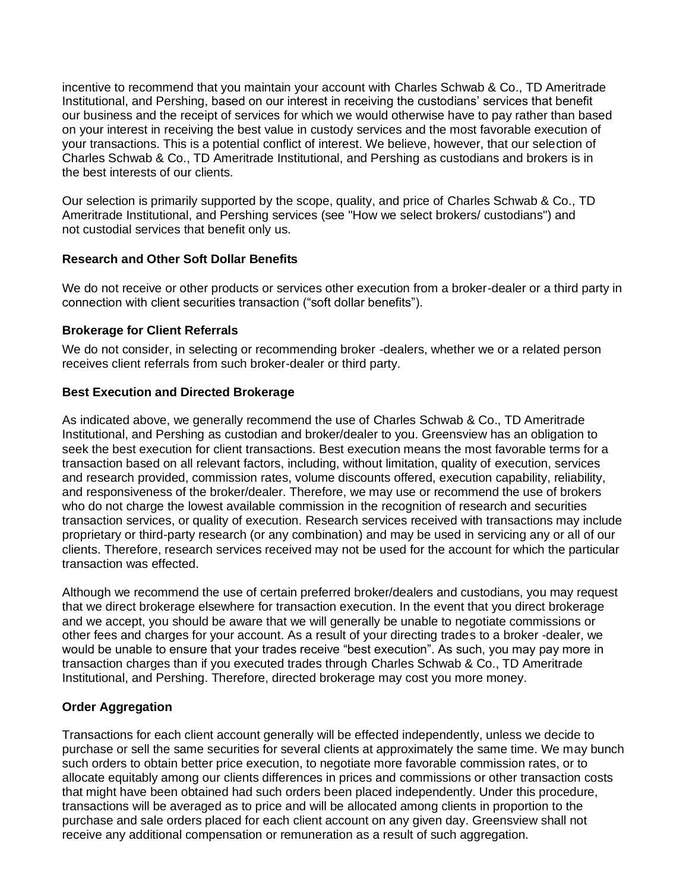incentive to recommend that you maintain your account with Charles Schwab & Co., TD Ameritrade Institutional, and Pershing, based on our interest in receiving the custodians' services that benefit our business and the receipt of services for which we would otherwise have to pay rather than based on your interest in receiving the best value in custody services and the most favorable execution of your transactions. This is a potential conflict of interest. We believe, however, that our selection of Charles Schwab & Co., TD Ameritrade Institutional, and Pershing as custodians and brokers is in the best interests of our clients.

Our selection is primarily supported by the scope, quality, and price of Charles Schwab & Co., TD Ameritrade Institutional, and Pershing services (see "How we select brokers/ custodians") and not custodial services that benefit only us.

### Research and Other Soft Dollar Benefits

We do not receive or other products or services other execution from a broker-dealer or a third party in connection with client securities transaction ("soft dollar benefits").

### Brokerage for Client Referrals

We do not consider, in selecting or recommending broker -dealers, whether we or a related person receives client referrals from such broker-dealer or third party.

### Best Execution and Directed Brokerage

As indicated above, we generally recommend the use of Charles Schwab & Co., TD Ameritrade Institutional, and Pershing as custodian and broker/dealer to you. Greensview has an obligation to seek the best execution for client transactions. Best execution means the most favorable terms for a transaction based on all relevant factors, including, without limitation, quality of execution, services and research provided, commission rates, volume discounts offered, execution capability, reliability, and responsiveness of the broker/dealer. Therefore, we may use or recommend the use of brokers who do not charge the lowest available commission in the recognition of research and securities transaction services, or quality of execution. Research services received with transactions may include proprietary or third-party research (or any combination) and may be used in servicing any or all of our clients. Therefore, research services received may not be used for the account for which the particular transaction was effected.

Although we recommend the use of certain preferred broker/dealers and custodians, you may request that we direct brokerage elsewhere for transaction execution. In the event that you direct brokerage and we accept, you should be aware that we will generally be unable to negotiate commissions or other fees and charges for your account. As a result of your directing trades to a broker -dealer, we would be unable to ensure that your trades receive "best execution". As such, you may pay more in transaction charges than if you executed trades through Charles Schwab & Co., TD Ameritrade Institutional, and Pershing. Therefore, directed brokerage may cost you more money.

### Order Aggregation

Transactions for each client account generally will be effected independently, unless we decide to purchase or sell the same securities for several clients at approximately the same time. We may bunch such orders to obtain better price execution, to negotiate more favorable commission rates, or to allocate equitably among our clients differences in prices and commissions or other transaction costs that might have been obtained had such orders been placed independently. Under this procedure, transactions will be averaged as to price and will be allocated among clients in proportion to the purchase and sale orders placed for each client account on any given day. Greensview shall not receive any additional compensation or remuneration as a result of such aggregation.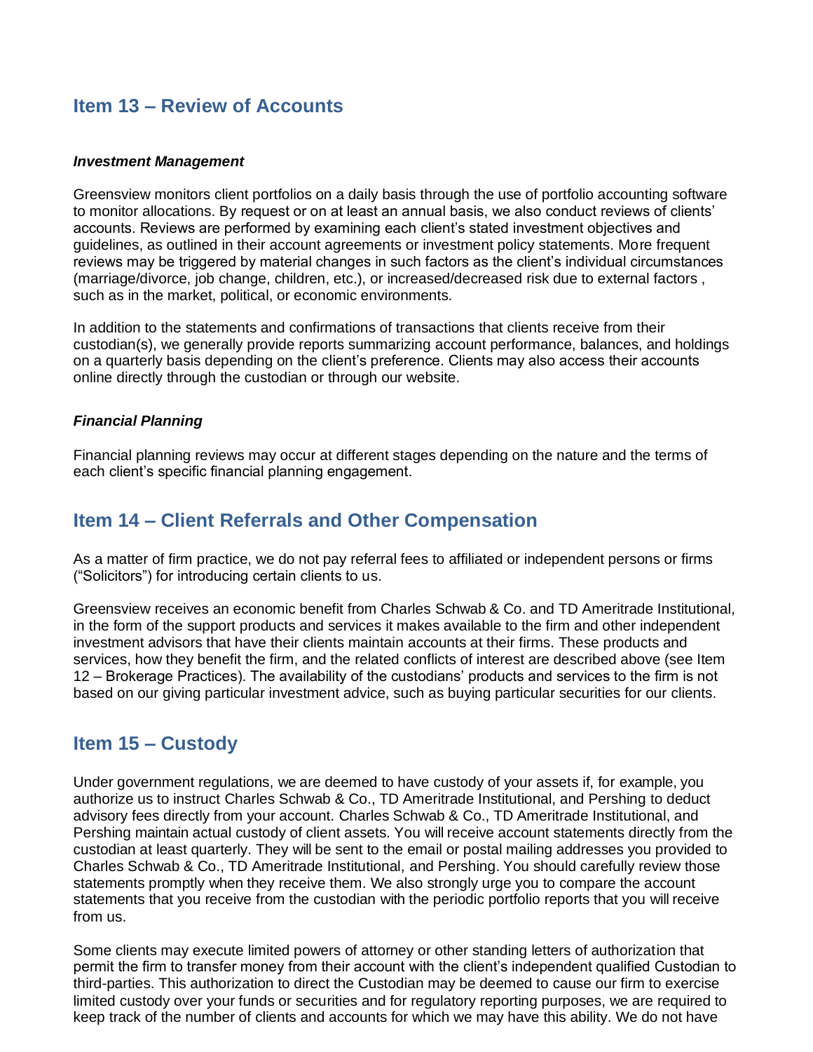## Item 13 – Review of Accounts

***Investment Management***

Greensview monitors client portfolios on a daily basis through the use of portfolio accounting software to monitor allocations. By request or on at least an annual basis, we also conduct reviews of clients' accounts. Reviews are performed by examining each client's stated investment objectives and guidelines, as outlined in their account agreements or investment policy statements. More frequent reviews may be triggered by material changes in such factors as the client's individual circumstances (marriage/divorce, job change, children, etc.), or increased/decreased risk due to external factors , such as in the market, political, or economic environments.

In addition to the statements and confirmations of transactions that clients receive from their custodian(s), we generally provide reports summarizing account performance, balances, and holdings on a quarterly basis depending on the client's preference. Clients may also access their accounts online directly through the custodian or through our website.

***Financial Planning***

Financial planning reviews may occur at different stages depending on the nature and the terms of each client's specific financial planning engagement.

## Item 14 – Client Referrals and Other Compensation

As a matter of firm practice, we do not pay referral fees to affiliated or independent persons or firms ("Solicitors") for introducing certain clients to us.

Greensview receives an economic benefit from Charles Schwab & Co. and TD Ameritrade Institutional, in the form of the support products and services it makes available to the firm and other independent investment advisors that have their clients maintain accounts at their firms. These products and services, how they benefit the firm, and the related conflicts of interest are described above (see Item 12 – Brokerage Practices). The availability of the custodians' products and services to the firm is not based on our giving particular investment advice, such as buying particular securities for our clients.

## Item 15 – Custody

Under government regulations, we are deemed to have custody of your assets if, for example, you authorize us to instruct Charles Schwab & Co., TD Ameritrade Institutional, and Pershing to deduct advisory fees directly from your account. Charles Schwab & Co., TD Ameritrade Institutional, and Pershing maintain actual custody of client assets. You will receive account statements directly from the custodian at least quarterly. They will be sent to the email or postal mailing addresses you provided to Charles Schwab & Co., TD Ameritrade Institutional, and Pershing. You should carefully review those statements promptly when they receive them. We also strongly urge you to compare the account statements that you receive from the custodian with the periodic portfolio reports that you will receive from us.

Some clients may execute limited powers of attorney or other standing letters of authorization that permit the firm to transfer money from their account with the client's independent qualified Custodian to third-parties. This authorization to direct the Custodian may be deemed to cause our firm to exercise limited custody over your funds or securities and for regulatory reporting purposes, we are required to keep track of the number of clients and accounts for which we may have this ability. We do not have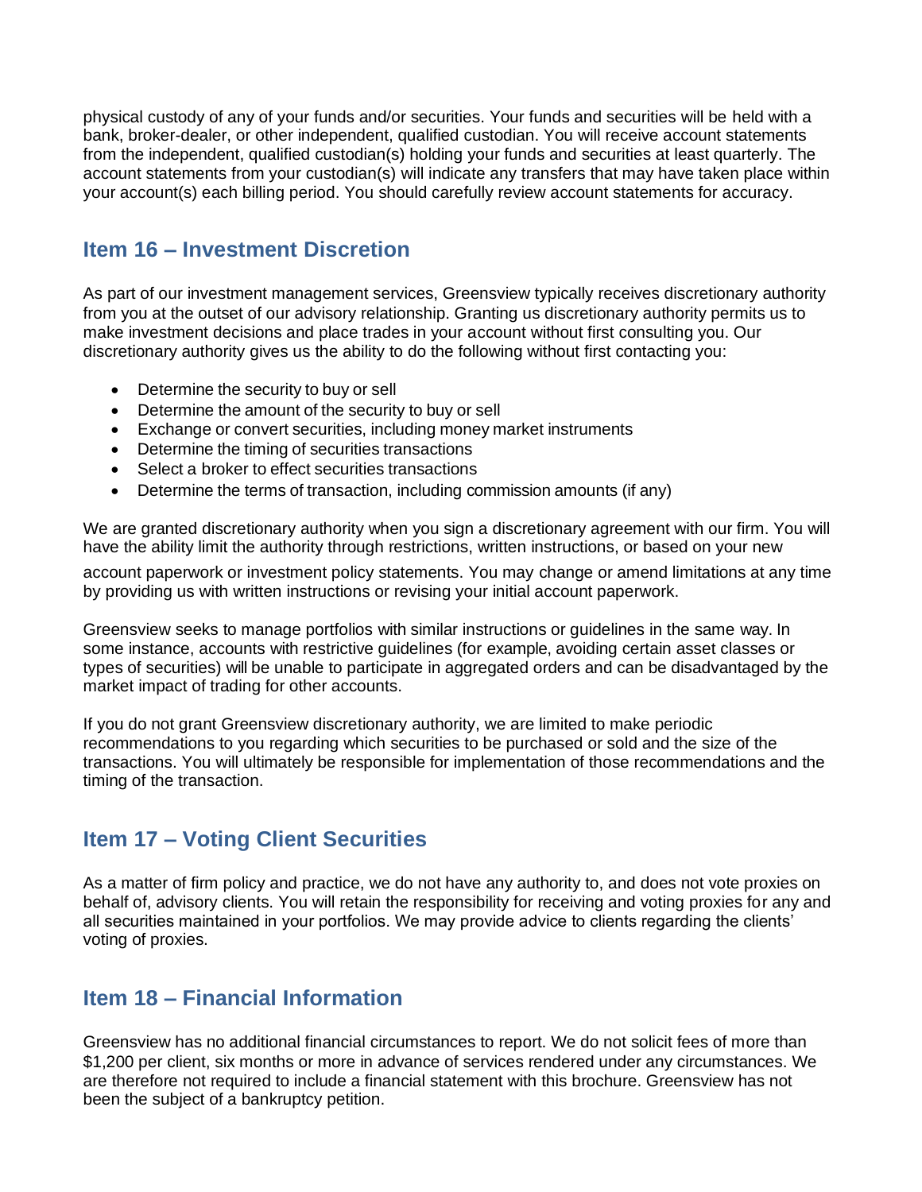physical custody of any of your funds and/or securities. Your funds and securities will be held with a bank, broker-dealer, or other independent, qualified custodian. You will receive account statements from the independent, qualified custodian(s) holding your funds and securities at least quarterly. The account statements from your custodian(s) will indicate any transfers that may have taken place within your account(s) each billing period. You should carefully review account statements for accuracy.

## Item 16 – Investment Discretion

As part of our investment management services, Greensview typically receives discretionary authority from you at the outset of our advisory relationship. Granting us discretionary authority permits us to make investment decisions and place trades in your account without first consulting you. Our discretionary authority gives us the ability to do the following without first contacting you:

- Determine the security to buy or sell
- Determine the amount of the security to buy or sell
- Exchange or convert securities, including money market instruments
- Determine the timing of securities transactions
- Select a broker to effect securities transactions
- Determine the terms of transaction, including commission amounts (if any)

We are granted discretionary authority when you sign a discretionary agreement with our firm. You will have the ability limit the authority through restrictions, written instructions, or based on your new account paperwork or investment policy statements. You may change or amend limitations at any time by providing us with written instructions or revising your initial account paperwork.

Greensview seeks to manage portfolios with similar instructions or guidelines in the same way. In some instance, accounts with restrictive guidelines (for example, avoiding certain asset classes or types of securities) will be unable to participate in aggregated orders and can be disadvantaged by the market impact of trading for other accounts.

If you do not grant Greensview discretionary authority, we are limited to make periodic recommendations to you regarding which securities to be purchased or sold and the size of the transactions. You will ultimately be responsible for implementation of those recommendations and the timing of the transaction.

## Item 17 – Voting Client Securities

As a matter of firm policy and practice, we do not have any authority to, and does not vote proxies on behalf of, advisory clients. You will retain the responsibility for receiving and voting proxies for any and all securities maintained in your portfolios. We may provide advice to clients regarding the clients' voting of proxies.

## Item 18 – Financial Information

Greensview has no additional financial circumstances to report. We do not solicit fees of more than $1,200 per client, six months or more in advance of services rendered under any circumstances. We are therefore not required to include a financial statement with this brochure. Greensview has not been the subject of a bankruptcy petition.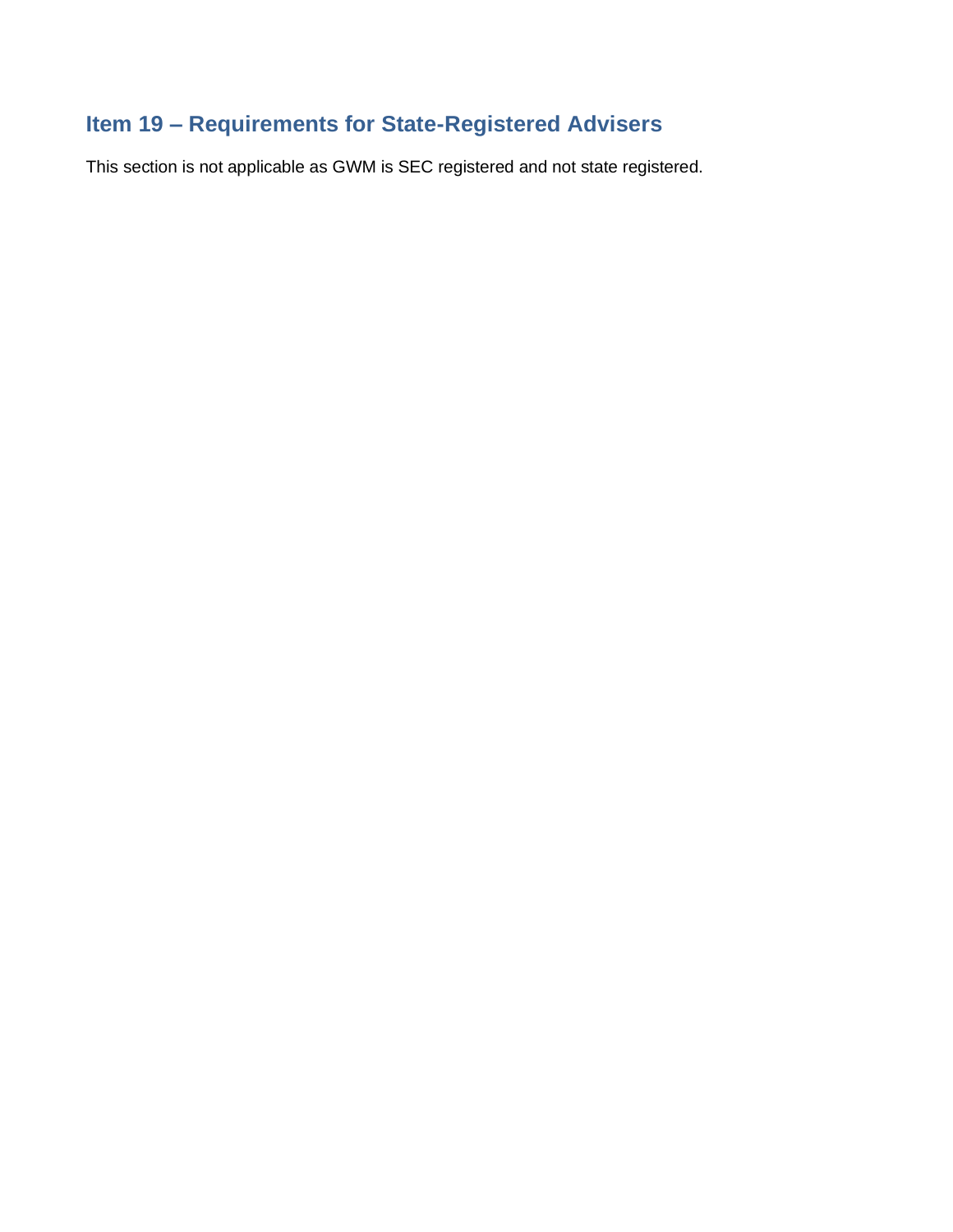## Item 19 – Requirements for State-Registered Advisers

This section is not applicable as GWM is SEC registered and not state registered.